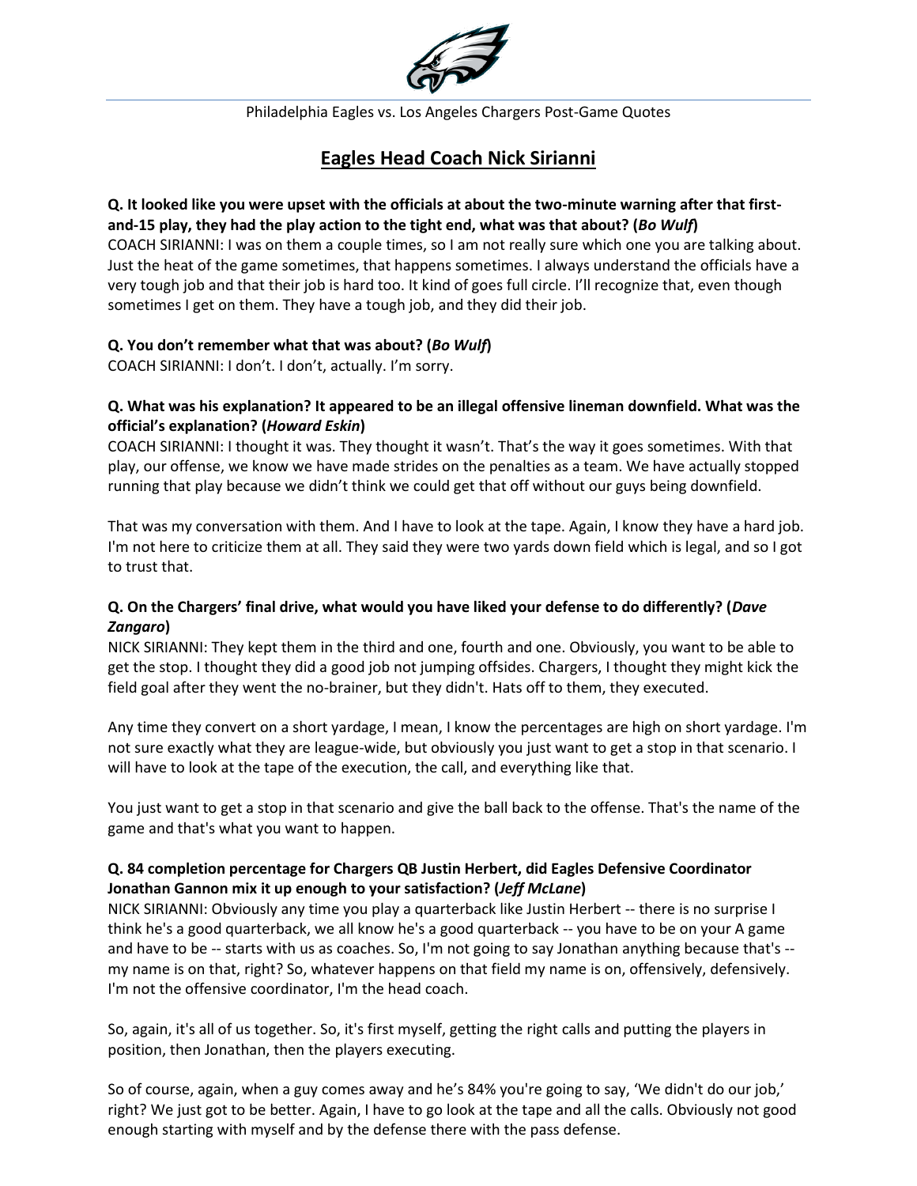Philadelphia Eagles vs. Los Angeles Chargers Post-Game Quotes

# Eagles Head Coach Nick Sirianni

**Q. It looked like you were upset with the officials at about the two-minute warning after that first-and-15 play, they had the play action to the tight end, what was that about? (*Bo Wulf*)**
COACH SIRIANNI: I was on them a couple times, so I am not really sure which one you are talking about. Just the heat of the game sometimes, that happens sometimes. I always understand the officials have a very tough job and that their job is hard too. It kind of goes full circle. I'll recognize that, even though sometimes I get on them. They have a tough job, and they did their job.

**Q. You don't remember what that was about? (*Bo Wulf*)**
COACH SIRIANNI: I don't. I don't, actually. I'm sorry.

**Q. What was his explanation? It appeared to be an illegal offensive lineman downfield. What was the official's explanation? (*Howard Eskin*)**
COACH SIRIANNI: I thought it was. They thought it wasn't. That's the way it goes sometimes. With that play, our offense, we know we have made strides on the penalties as a team. We have actually stopped running that play because we didn't think we could get that off without our guys being downfield.

That was my conversation with them. And I have to look at the tape. Again, I know they have a hard job. I'm not here to criticize them at all. They said they were two yards down field which is legal, and so I got to trust that.

**Q. On the Chargers' final drive, what would you have liked your defense to do differently? (*Dave Zangaro*)**
NICK SIRIANNI: They kept them in the third and one, fourth and one. Obviously, you want to be able to get the stop. I thought they did a good job not jumping offsides. Chargers, I thought they might kick the field goal after they went the no-brainer, but they didn't. Hats off to them, they executed.

Any time they convert on a short yardage, I mean, I know the percentages are high on short yardage. I'm not sure exactly what they are league-wide, but obviously you just want to get a stop in that scenario. I will have to look at the tape of the execution, the call, and everything like that.

You just want to get a stop in that scenario and give the ball back to the offense. That's the name of the game and that's what you want to happen.

**Q. 84 completion percentage for Chargers QB Justin Herbert, did Eagles Defensive Coordinator Jonathan Gannon mix it up enough to your satisfaction? (*Jeff McLane*)**
NICK SIRIANNI: Obviously any time you play a quarterback like Justin Herbert -- there is no surprise I think he's a good quarterback, we all know he's a good quarterback -- you have to be on your A game and have to be -- starts with us as coaches. So, I'm not going to say Jonathan anything because that's -- my name is on that, right? So, whatever happens on that field my name is on, offensively, defensively. I'm not the offensive coordinator, I'm the head coach.

So, again, it's all of us together. So, it's first myself, getting the right calls and putting the players in position, then Jonathan, then the players executing.

So of course, again, when a guy comes away and he's 84% you're going to say, 'We didn't do our job,' right? We just got to be better. Again, I have to go look at the tape and all the calls. Obviously not good enough starting with myself and by the defense there with the pass defense.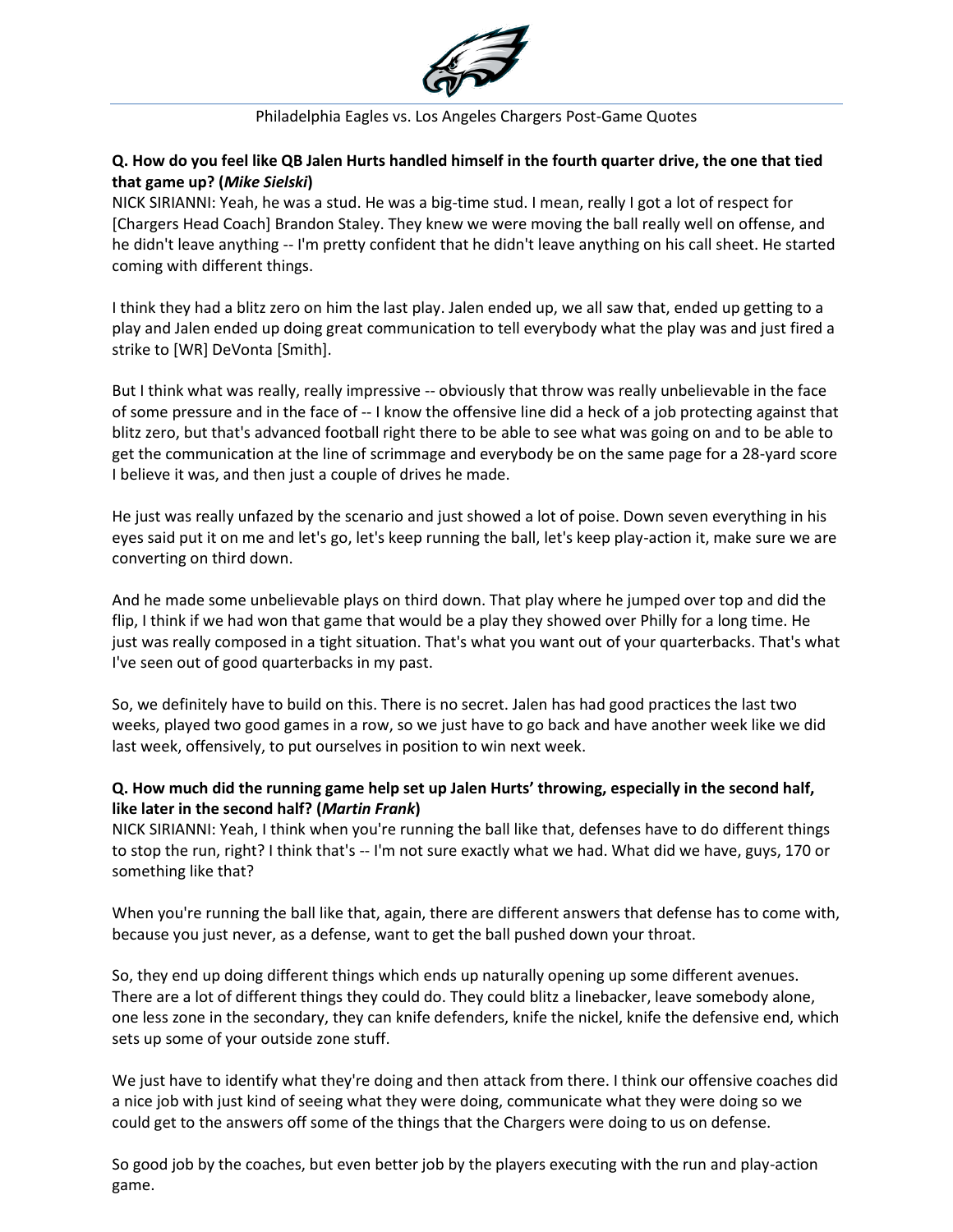**Q. How do you feel like QB Jalen Hurts handled himself in the fourth quarter drive, the one that tied that game up? (*Mike Sielski*)**

NICK SIRIANNI: Yeah, he was a stud. He was a big-time stud. I mean, really I got a lot of respect for [Chargers Head Coach] Brandon Staley. They knew we were moving the ball really well on offense, and he didn't leave anything -- I'm pretty confident that he didn't leave anything on his call sheet. He started coming with different things.

I think they had a blitz zero on him the last play. Jalen ended up, we all saw that, ended up getting to a play and Jalen ended up doing great communication to tell everybody what the play was and just fired a strike to [WR] DeVonta [Smith].

But I think what was really, really impressive -- obviously that throw was really unbelievable in the face of some pressure and in the face of -- I know the offensive line did a heck of a job protecting against that blitz zero, but that's advanced football right there to be able to see what was going on and to be able to get the communication at the line of scrimmage and everybody be on the same page for a 28-yard score I believe it was, and then just a couple of drives he made.

He just was really unfazed by the scenario and just showed a lot of poise. Down seven everything in his eyes said put it on me and let's go, let's keep running the ball, let's keep play-action it, make sure we are converting on third down.

And he made some unbelievable plays on third down. That play where he jumped over top and did the flip, I think if we had won that game that would be a play they showed over Philly for a long time. He just was really composed in a tight situation. That's what you want out of your quarterbacks. That's what I've seen out of good quarterbacks in my past.

So, we definitely have to build on this. There is no secret. Jalen has had good practices the last two weeks, played two good games in a row, so we just have to go back and have another week like we did last week, offensively, to put ourselves in position to win next week.

**Q. How much did the running game help set up Jalen Hurts' throwing, especially in the second half, like later in the second half? (*Martin Frank*)**

NICK SIRIANNI: Yeah, I think when you're running the ball like that, defenses have to do different things to stop the run, right? I think that's -- I'm not sure exactly what we had. What did we have, guys, 170 or something like that?

When you're running the ball like that, again, there are different answers that defense has to come with, because you just never, as a defense, want to get the ball pushed down your throat.

So, they end up doing different things which ends up naturally opening up some different avenues. There are a lot of different things they could do. They could blitz a linebacker, leave somebody alone, one less zone in the secondary, they can knife defenders, knife the nickel, knife the defensive end, which sets up some of your outside zone stuff.

We just have to identify what they're doing and then attack from there. I think our offensive coaches did a nice job with just kind of seeing what they were doing, communicate what they were doing so we could get to the answers off some of the things that the Chargers were doing to us on defense.

So good job by the coaches, but even better job by the players executing with the run and play-action game.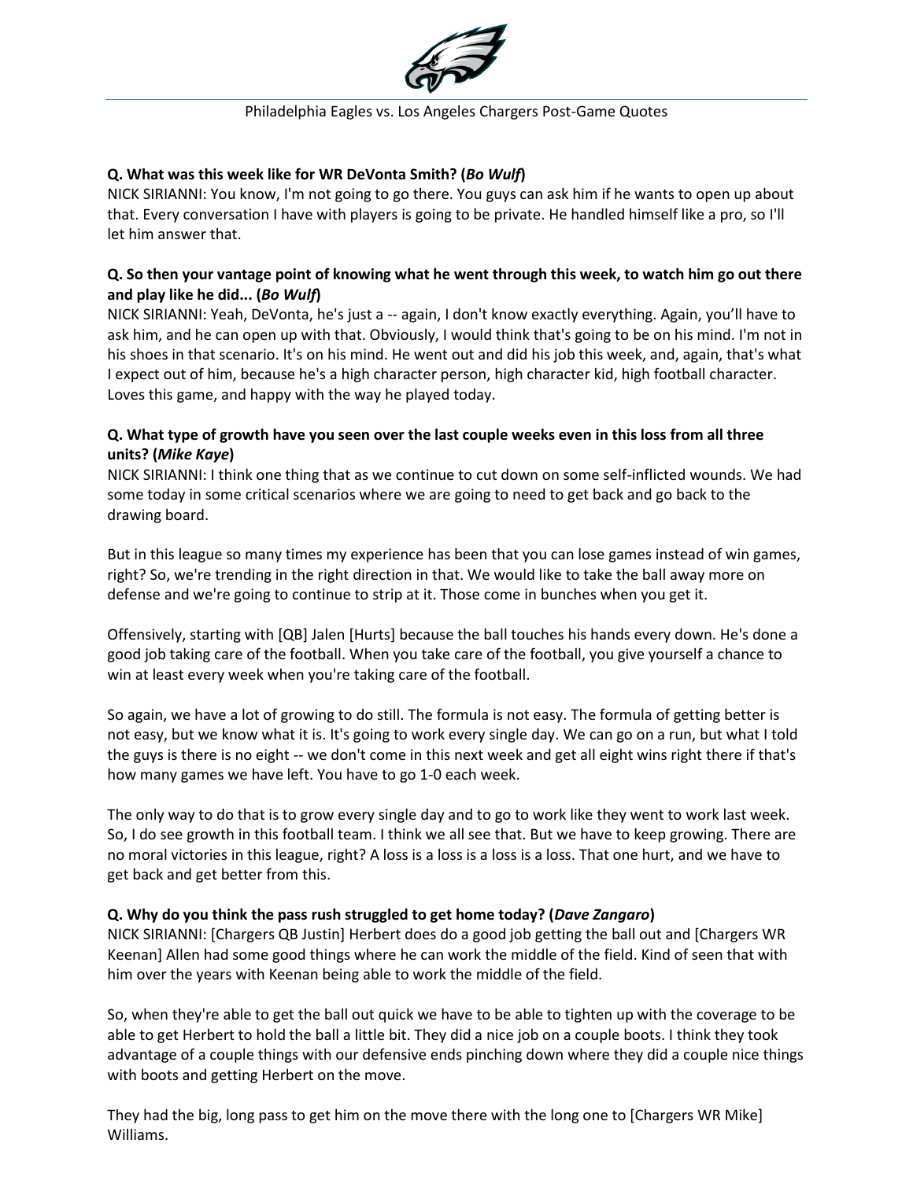**Q. What was this week like for WR DeVonta Smith? (*Bo Wulf*)**
NICK SIRIANNI: You know, I'm not going to go there. You guys can ask him if he wants to open up about that. Every conversation I have with players is going to be private. He handled himself like a pro, so I'll let him answer that.

**Q. So then your vantage point of knowing what he went through this week, to watch him go out there and play like he did... (*Bo Wulf*)**
NICK SIRIANNI: Yeah, DeVonta, he's just a -- again, I don't know exactly everything. Again, you'll have to ask him, and he can open up with that. Obviously, I would think that's going to be on his mind. I'm not in his shoes in that scenario. It's on his mind. He went out and did his job this week, and, again, that's what I expect out of him, because he's a high character person, high character kid, high football character. Loves this game, and happy with the way he played today.

**Q. What type of growth have you seen over the last couple weeks even in this loss from all three units? (*Mike Kaye*)**
NICK SIRIANNI: I think one thing that as we continue to cut down on some self-inflicted wounds. We had some today in some critical scenarios where we are going to need to get back and go back to the drawing board.

But in this league so many times my experience has been that you can lose games instead of win games, right? So, we're trending in the right direction in that. We would like to take the ball away more on defense and we're going to continue to strip at it. Those come in bunches when you get it.

Offensively, starting with [QB] Jalen [Hurts] because the ball touches his hands every down. He's done a good job taking care of the football. When you take care of the football, you give yourself a chance to win at least every week when you're taking care of the football.

So again, we have a lot of growing to do still. The formula is not easy. The formula of getting better is not easy, but we know what it is. It's going to work every single day. We can go on a run, but what I told the guys is there is no eight -- we don't come in this next week and get all eight wins right there if that's how many games we have left. You have to go 1-0 each week.

The only way to do that is to grow every single day and to go to work like they went to work last week. So, I do see growth in this football team. I think we all see that. But we have to keep growing. There are no moral victories in this league, right? A loss is a loss is a loss is a loss. That one hurt, and we have to get back and get better from this.

**Q. Why do you think the pass rush struggled to get home today? (*Dave Zangaro*)**
NICK SIRIANNI: [Chargers QB Justin] Herbert does do a good job getting the ball out and [Chargers WR Keenan] Allen had some good things where he can work the middle of the field. Kind of seen that with him over the years with Keenan being able to work the middle of the field.

So, when they're able to get the ball out quick we have to be able to tighten up with the coverage to be able to get Herbert to hold the ball a little bit. They did a nice job on a couple boots. I think they took advantage of a couple things with our defensive ends pinching down where they did a couple nice things with boots and getting Herbert on the move.

They had the big, long pass to get him on the move there with the long one to [Chargers WR Mike] Williams.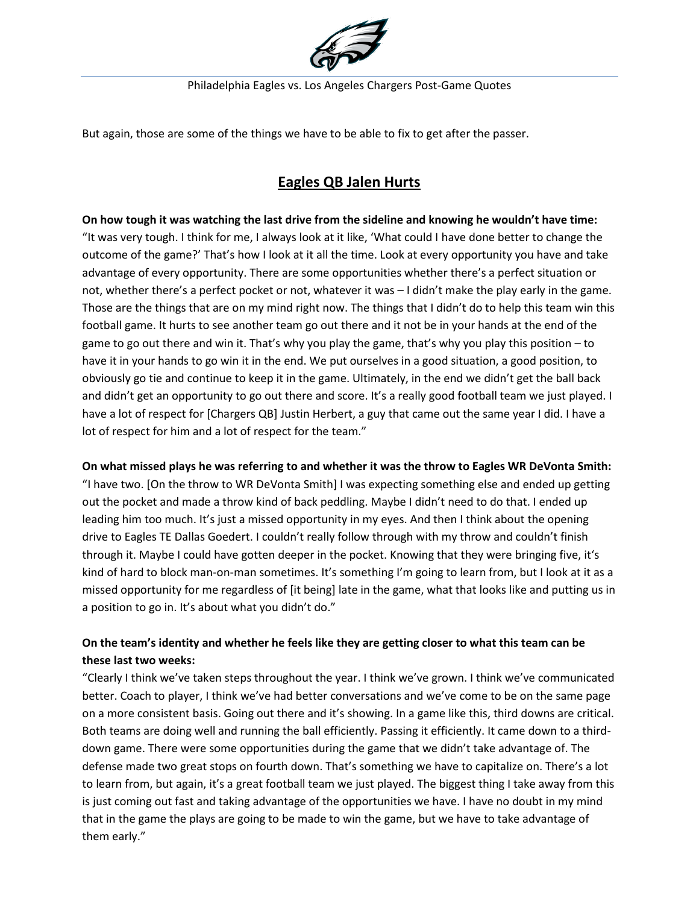But again, those are some of the things we have to be able to fix to get after the passer.

## Eagles QB Jalen Hurts

**On how tough it was watching the last drive from the sideline and knowing he wouldn't have time:**
"It was very tough. I think for me, I always look at it like, 'What could I have done better to change the outcome of the game?' That's how I look at it all the time. Look at every opportunity you have and take advantage of every opportunity. There are some opportunities whether there's a perfect situation or not, whether there's a perfect pocket or not, whatever it was – I didn't make the play early in the game. Those are the things that are on my mind right now. The things that I didn't do to help this team win this football game. It hurts to see another team go out there and it not be in your hands at the end of the game to go out there and win it. That's why you play the game, that's why you play this position – to have it in your hands to go win it in the end. We put ourselves in a good situation, a good position, to obviously go tie and continue to keep it in the game. Ultimately, in the end we didn't get the ball back and didn't get an opportunity to go out there and score. It's a really good football team we just played. I have a lot of respect for [Chargers QB] Justin Herbert, a guy that came out the same year I did. I have a lot of respect for him and a lot of respect for the team."

**On what missed plays he was referring to and whether it was the throw to Eagles WR DeVonta Smith:**
"I have two. [On the throw to WR DeVonta Smith] I was expecting something else and ended up getting out the pocket and made a throw kind of back peddling. Maybe I didn't need to do that. I ended up leading him too much. It's just a missed opportunity in my eyes. And then I think about the opening drive to Eagles TE Dallas Goedert. I couldn't really follow through with my throw and couldn't finish through it. Maybe I could have gotten deeper in the pocket. Knowing that they were bringing five, it's kind of hard to block man-on-man sometimes. It's something I'm going to learn from, but I look at it as a missed opportunity for me regardless of [it being] late in the game, what that looks like and putting us in a position to go in. It's about what you didn't do."

**On the team's identity and whether he feels like they are getting closer to what this team can be these last two weeks:**
"Clearly I think we've taken steps throughout the year. I think we've grown. I think we've communicated better. Coach to player, I think we've had better conversations and we've come to be on the same page on a more consistent basis. Going out there and it's showing. In a game like this, third downs are critical. Both teams are doing well and running the ball efficiently. Passing it efficiently. It came down to a third-down game. There were some opportunities during the game that we didn't take advantage of. The defense made two great stops on fourth down. That's something we have to capitalize on. There's a lot to learn from, but again, it's a great football team we just played. The biggest thing I take away from this is just coming out fast and taking advantage of the opportunities we have. I have no doubt in my mind that in the game the plays are going to be made to win the game, but we have to take advantage of them early."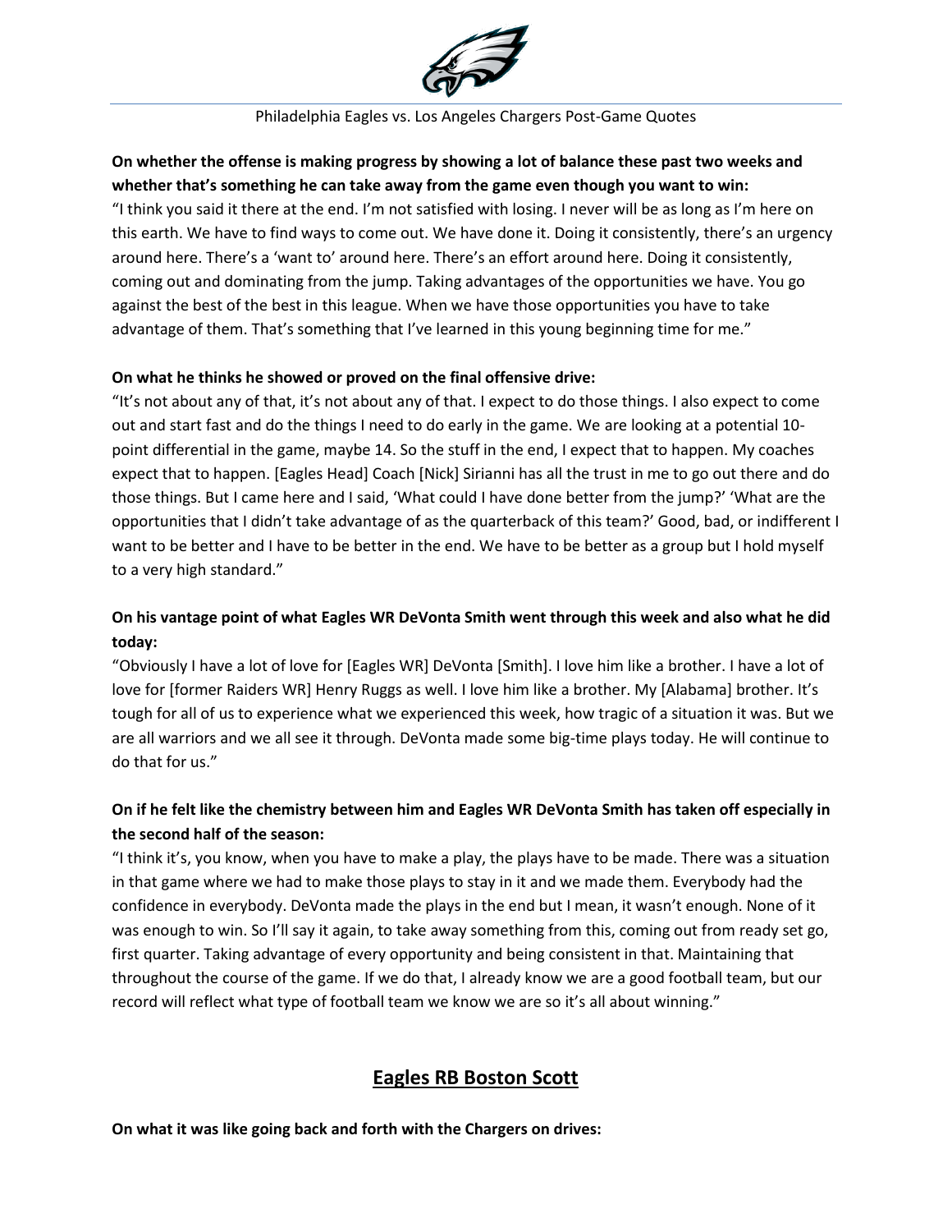**On whether the offense is making progress by showing a lot of balance these past two weeks and whether that's something he can take away from the game even though you want to win:**
"I think you said it there at the end. I'm not satisfied with losing. I never will be as long as I'm here on this earth. We have to find ways to come out. We have done it. Doing it consistently, there's an urgency around here. There's a 'want to' around here. There's an effort around here. Doing it consistently, coming out and dominating from the jump. Taking advantages of the opportunities we have. You go against the best of the best in this league. When we have those opportunities you have to take advantage of them. That's something that I've learned in this young beginning time for me."

**On what he thinks he showed or proved on the final offensive drive:**
"It's not about any of that, it's not about any of that. I expect to do those things. I also expect to come out and start fast and do the things I need to do early in the game. We are looking at a potential 10-point differential in the game, maybe 14. So the stuff in the end, I expect that to happen. My coaches expect that to happen. [Eagles Head] Coach [Nick] Sirianni has all the trust in me to go out there and do those things. But I came here and I said, 'What could I have done better from the jump?' 'What are the opportunities that I didn't take advantage of as the quarterback of this team?' Good, bad, or indifferent I want to be better and I have to be better in the end. We have to be better as a group but I hold myself to a very high standard."

**On his vantage point of what Eagles WR DeVonta Smith went through this week and also what he did today:**
"Obviously I have a lot of love for [Eagles WR] DeVonta [Smith]. I love him like a brother. I have a lot of love for [former Raiders WR] Henry Ruggs as well. I love him like a brother. My [Alabama] brother. It's tough for all of us to experience what we experienced this week, how tragic of a situation it was. But we are all warriors and we all see it through. DeVonta made some big-time plays today. He will continue to do that for us."

**On if he felt like the chemistry between him and Eagles WR DeVonta Smith has taken off especially in the second half of the season:**
"I think it's, you know, when you have to make a play, the plays have to be made. There was a situation in that game where we had to make those plays to stay in it and we made them. Everybody had the confidence in everybody. DeVonta made the plays in the end but I mean, it wasn't enough. None of it was enough to win. So I'll say it again, to take away something from this, coming out from ready set go, first quarter. Taking advantage of every opportunity and being consistent in that. Maintaining that throughout the course of the game. If we do that, I already know we are a good football team, but our record will reflect what type of football team we know we are so it's all about winning."

## Eagles RB Boston Scott

**On what it was like going back and forth with the Chargers on drives:**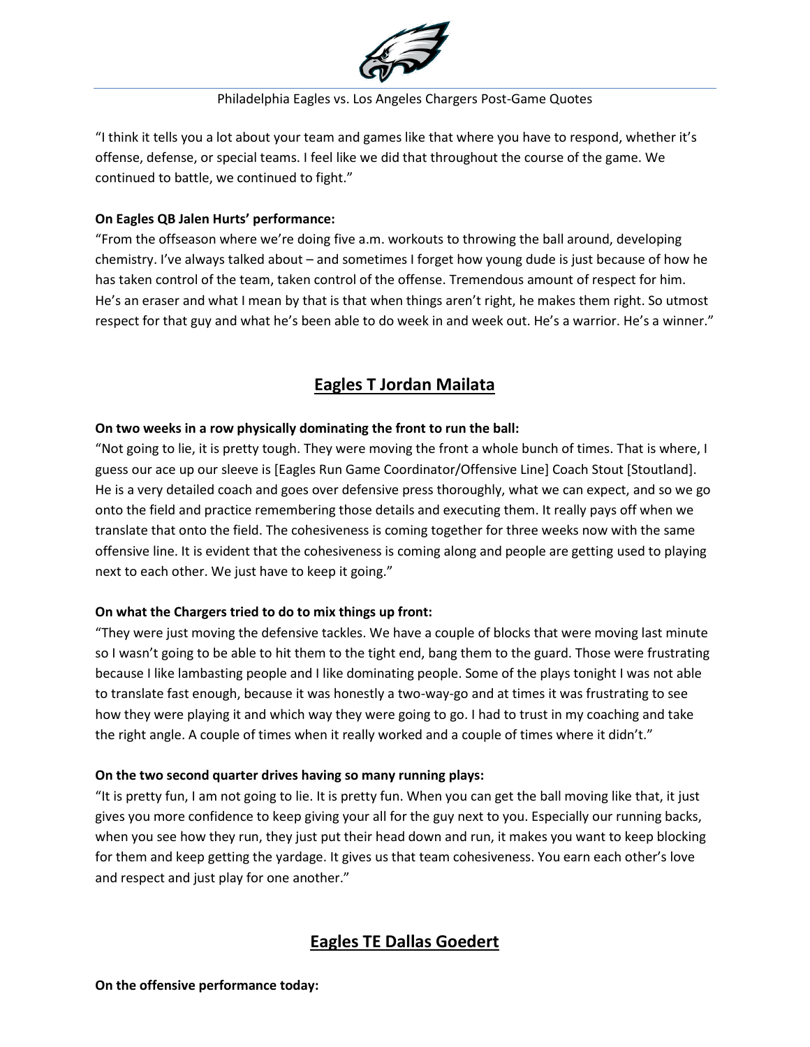"I think it tells you a lot about your team and games like that where you have to respond, whether it's offense, defense, or special teams. I feel like we did that throughout the course of the game. We continued to battle, we continued to fight."

**On Eagles QB Jalen Hurts' performance:**
"From the offseason where we're doing five a.m. workouts to throwing the ball around, developing chemistry. I've always talked about – and sometimes I forget how young dude is just because of how he has taken control of the team, taken control of the offense. Tremendous amount of respect for him. He's an eraser and what I mean by that is that when things aren't right, he makes them right. So utmost respect for that guy and what he's been able to do week in and week out. He's a warrior. He's a winner."

## Eagles T Jordan Mailata

**On two weeks in a row physically dominating the front to run the ball:**
"Not going to lie, it is pretty tough. They were moving the front a whole bunch of times. That is where, I guess our ace up our sleeve is [Eagles Run Game Coordinator/Offensive Line] Coach Stout [Stoutland]. He is a very detailed coach and goes over defensive press thoroughly, what we can expect, and so we go onto the field and practice remembering those details and executing them. It really pays off when we translate that onto the field. The cohesiveness is coming together for three weeks now with the same offensive line. It is evident that the cohesiveness is coming along and people are getting used to playing next to each other. We just have to keep it going."

**On what the Chargers tried to do to mix things up front:**
"They were just moving the defensive tackles. We have a couple of blocks that were moving last minute so I wasn't going to be able to hit them to the tight end, bang them to the guard. Those were frustrating because I like lambasting people and I like dominating people. Some of the plays tonight I was not able to translate fast enough, because it was honestly a two-way-go and at times it was frustrating to see how they were playing it and which way they were going to go. I had to trust in my coaching and take the right angle. A couple of times when it really worked and a couple of times where it didn't."

**On the two second quarter drives having so many running plays:**
"It is pretty fun, I am not going to lie. It is pretty fun. When you can get the ball moving like that, it just gives you more confidence to keep giving your all for the guy next to you. Especially our running backs, when you see how they run, they just put their head down and run, it makes you want to keep blocking for them and keep getting the yardage. It gives us that team cohesiveness. You earn each other's love and respect and just play for one another."

## Eagles TE Dallas Goedert

**On the offensive performance today:**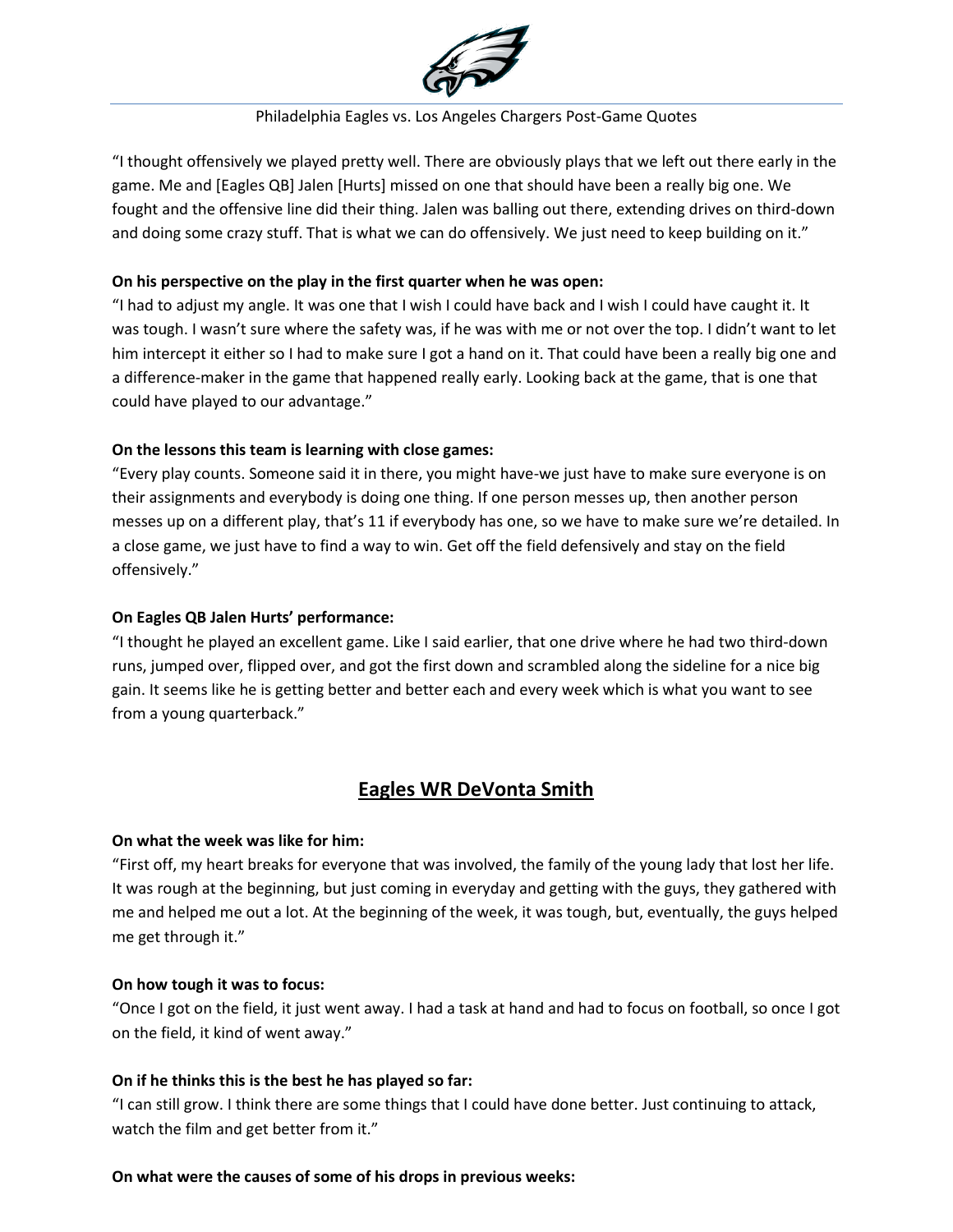"I thought offensively we played pretty well. There are obviously plays that we left out there early in the game. Me and [Eagles QB] Jalen [Hurts] missed on one that should have been a really big one. We fought and the offensive line did their thing. Jalen was balling out there, extending drives on third-down and doing some crazy stuff. That is what we can do offensively. We just need to keep building on it."

**On his perspective on the play in the first quarter when he was open:**
"I had to adjust my angle. It was one that I wish I could have back and I wish I could have caught it. It was tough. I wasn't sure where the safety was, if he was with me or not over the top. I didn't want to let him intercept it either so I had to make sure I got a hand on it. That could have been a really big one and a difference-maker in the game that happened really early. Looking back at the game, that is one that could have played to our advantage."

**On the lessons this team is learning with close games:**
"Every play counts. Someone said it in there, you might have-we just have to make sure everyone is on their assignments and everybody is doing one thing. If one person messes up, then another person messes up on a different play, that's 11 if everybody has one, so we have to make sure we're detailed. In a close game, we just have to find a way to win. Get off the field defensively and stay on the field offensively."

**On Eagles QB Jalen Hurts' performance:**
"I thought he played an excellent game. Like I said earlier, that one drive where he had two third-down runs, jumped over, flipped over, and got the first down and scrambled along the sideline for a nice big gain. It seems like he is getting better and better each and every week which is what you want to see from a young quarterback."

## Eagles WR DeVonta Smith

**On what the week was like for him:**
"First off, my heart breaks for everyone that was involved, the family of the young lady that lost her life. It was rough at the beginning, but just coming in everyday and getting with the guys, they gathered with me and helped me out a lot. At the beginning of the week, it was tough, but, eventually, the guys helped me get through it."

**On how tough it was to focus:**
"Once I got on the field, it just went away. I had a task at hand and had to focus on football, so once I got on the field, it kind of went away."

**On if he thinks this is the best he has played so far:**
"I can still grow. I think there are some things that I could have done better. Just continuing to attack, watch the film and get better from it."

**On what were the causes of some of his drops in previous weeks:**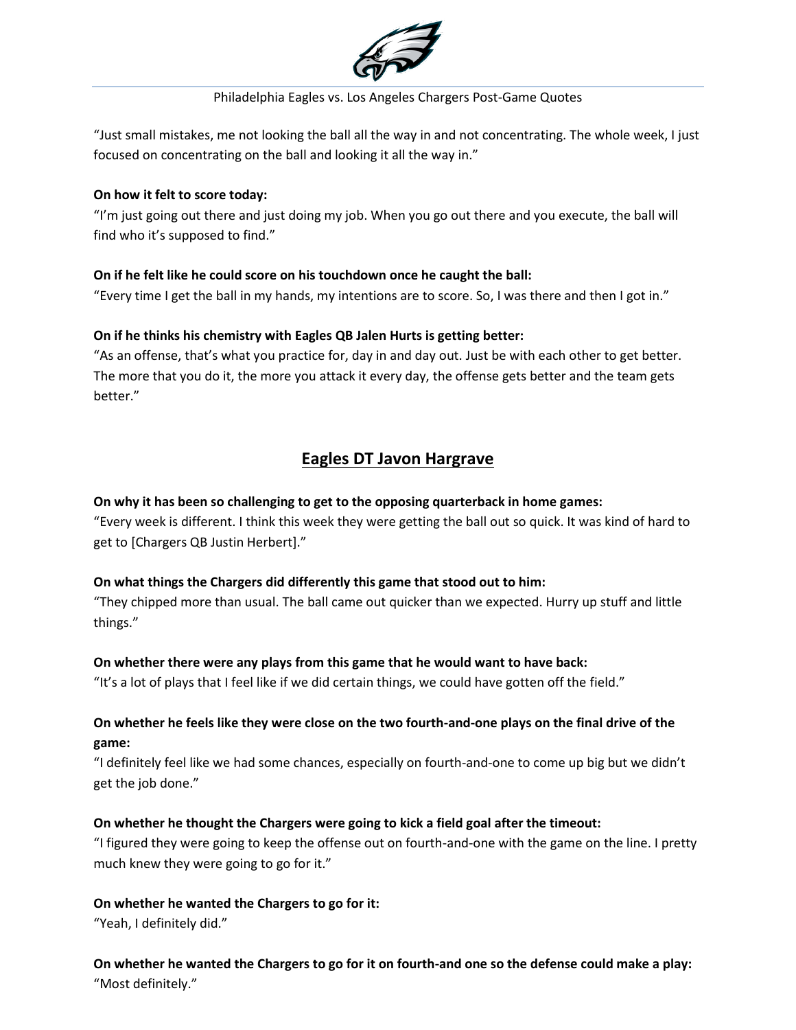"Just small mistakes, me not looking the ball all the way in and not concentrating. The whole week, I just focused on concentrating on the ball and looking it all the way in."

**On how it felt to score today:**
"I'm just going out there and just doing my job. When you go out there and you execute, the ball will find who it's supposed to find."

**On if he felt like he could score on his touchdown once he caught the ball:**
"Every time I get the ball in my hands, my intentions are to score. So, I was there and then I got in."

**On if he thinks his chemistry with Eagles QB Jalen Hurts is getting better:**
"As an offense, that's what you practice for, day in and day out. Just be with each other to get better. The more that you do it, the more you attack it every day, the offense gets better and the team gets better."

## Eagles DT Javon Hargrave

**On why it has been so challenging to get to the opposing quarterback in home games:**
"Every week is different. I think this week they were getting the ball out so quick. It was kind of hard to get to [Chargers QB Justin Herbert]."

**On what things the Chargers did differently this game that stood out to him:**
"They chipped more than usual. The ball came out quicker than we expected. Hurry up stuff and little things."

**On whether there were any plays from this game that he would want to have back:**
"It's a lot of plays that I feel like if we did certain things, we could have gotten off the field."

**On whether he feels like they were close on the two fourth-and-one plays on the final drive of the game:**
"I definitely feel like we had some chances, especially on fourth-and-one to come up big but we didn't get the job done."

**On whether he thought the Chargers were going to kick a field goal after the timeout:**
"I figured they were going to keep the offense out on fourth-and-one with the game on the line. I pretty much knew they were going to go for it."

**On whether he wanted the Chargers to go for it:**
"Yeah, I definitely did."

**On whether he wanted the Chargers to go for it on fourth-and one so the defense could make a play:**
"Most definitely."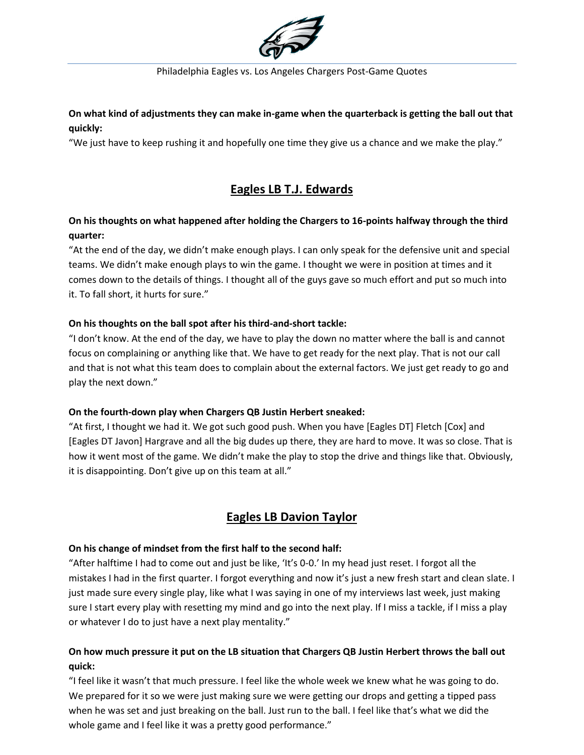**On what kind of adjustments they can make in-game when the quarterback is getting the ball out that quickly:**
"We just have to keep rushing it and hopefully one time they give us a chance and we make the play."

## Eagles LB T.J. Edwards

**On his thoughts on what happened after holding the Chargers to 16-points halfway through the third quarter:**
"At the end of the day, we didn't make enough plays. I can only speak for the defensive unit and special teams. We didn't make enough plays to win the game. I thought we were in position at times and it comes down to the details of things. I thought all of the guys gave so much effort and put so much into it. To fall short, it hurts for sure."

**On his thoughts on the ball spot after his third-and-short tackle:**
"I don't know. At the end of the day, we have to play the down no matter where the ball is and cannot focus on complaining or anything like that. We have to get ready for the next play. That is not our call and that is not what this team does to complain about the external factors. We just get ready to go and play the next down."

**On the fourth-down play when Chargers QB Justin Herbert sneaked:**
"At first, I thought we had it. We got such good push. When you have [Eagles DT] Fletch [Cox] and [Eagles DT Javon] Hargrave and all the big dudes up there, they are hard to move. It was so close. That is how it went most of the game. We didn't make the play to stop the drive and things like that. Obviously, it is disappointing. Don't give up on this team at all."

## Eagles LB Davion Taylor

**On his change of mindset from the first half to the second half:**
"After halftime I had to come out and just be like, 'It's 0-0.' In my head just reset. I forgot all the mistakes I had in the first quarter. I forgot everything and now it's just a new fresh start and clean slate. I just made sure every single play, like what I was saying in one of my interviews last week, just making sure I start every play with resetting my mind and go into the next play. If I miss a tackle, if I miss a play or whatever I do to just have a next play mentality."

**On how much pressure it put on the LB situation that Chargers QB Justin Herbert throws the ball out quick:**
"I feel like it wasn't that much pressure. I feel like the whole week we knew what he was going to do. We prepared for it so we were just making sure we were getting our drops and getting a tipped pass when he was set and just breaking on the ball. Just run to the ball. I feel like that's what we did the whole game and I feel like it was a pretty good performance."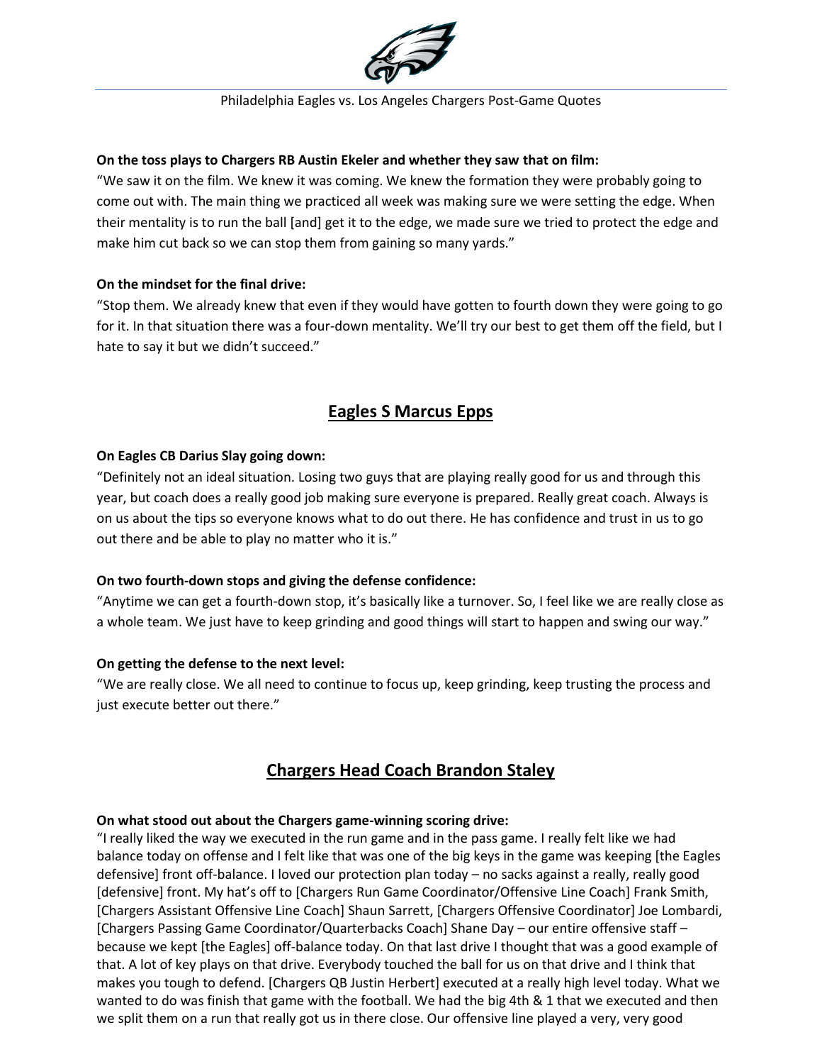**On the toss plays to Chargers RB Austin Ekeler and whether they saw that on film:**
"We saw it on the film. We knew it was coming. We knew the formation they were probably going to come out with. The main thing we practiced all week was making sure we were setting the edge. When their mentality is to run the ball [and] get it to the edge, we made sure we tried to protect the edge and make him cut back so we can stop them from gaining so many yards."

**On the mindset for the final drive:**
"Stop them. We already knew that even if they would have gotten to fourth down they were going to go for it. In that situation there was a four-down mentality. We'll try our best to get them off the field, but I hate to say it but we didn't succeed."

## Eagles S Marcus Epps

**On Eagles CB Darius Slay going down:**
"Definitely not an ideal situation. Losing two guys that are playing really good for us and through this year, but coach does a really good job making sure everyone is prepared. Really great coach. Always is on us about the tips so everyone knows what to do out there. He has confidence and trust in us to go out there and be able to play no matter who it is."

**On two fourth-down stops and giving the defense confidence:**
"Anytime we can get a fourth-down stop, it's basically like a turnover. So, I feel like we are really close as a whole team. We just have to keep grinding and good things will start to happen and swing our way."

**On getting the defense to the next level:**
"We are really close. We all need to continue to focus up, keep grinding, keep trusting the process and just execute better out there."

## Chargers Head Coach Brandon Staley

**On what stood out about the Chargers game-winning scoring drive:**
"I really liked the way we executed in the run game and in the pass game. I really felt like we had balance today on offense and I felt like that was one of the big keys in the game was keeping [the Eagles defensive] front off-balance. I loved our protection plan today – no sacks against a really, really good [defensive] front. My hat's off to [Chargers Run Game Coordinator/Offensive Line Coach] Frank Smith, [Chargers Assistant Offensive Line Coach] Shaun Sarrett, [Chargers Offensive Coordinator] Joe Lombardi, [Chargers Passing Game Coordinator/Quarterbacks Coach] Shane Day – our entire offensive staff – because we kept [the Eagles] off-balance today. On that last drive I thought that was a good example of that. A lot of key plays on that drive. Everybody touched the ball for us on that drive and I think that makes you tough to defend. [Chargers QB Justin Herbert] executed at a really high level today. What we wanted to do was finish that game with the football. We had the big 4th & 1 that we executed and then we split them on a run that really got us in there close. Our offensive line played a very, very good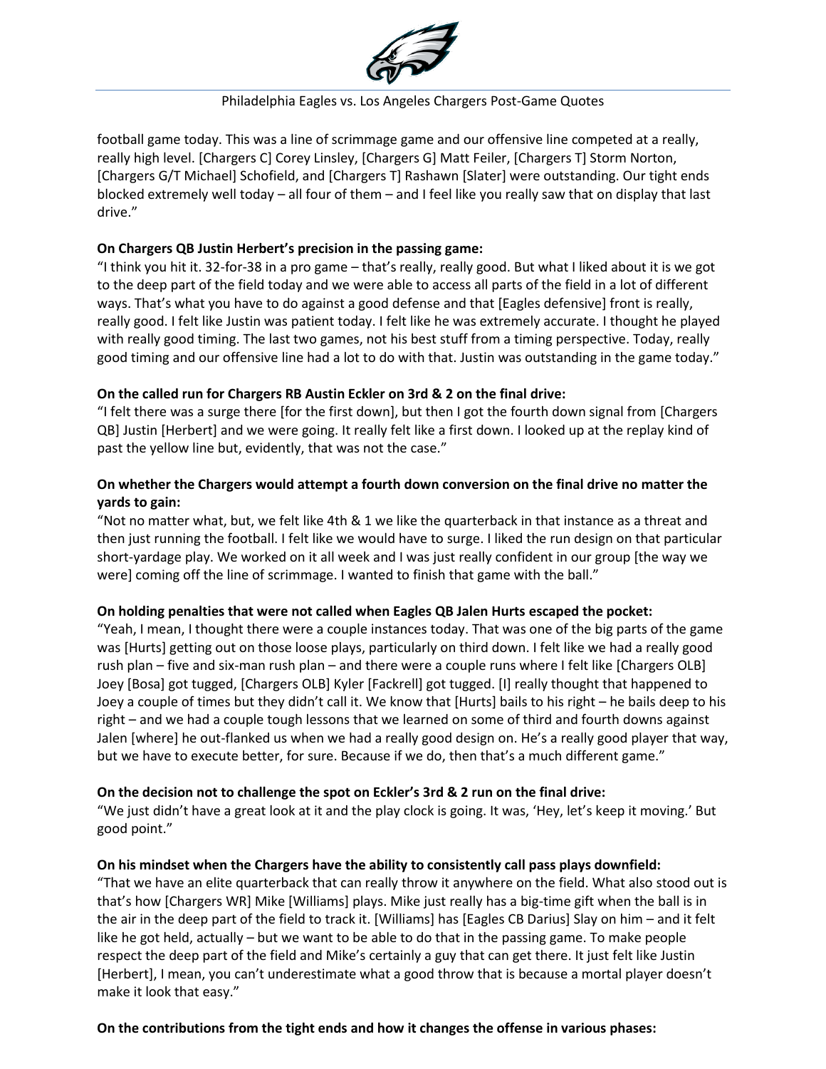football game today. This was a line of scrimmage game and our offensive line competed at a really, really high level. [Chargers C] Corey Linsley, [Chargers G] Matt Feiler, [Chargers T] Storm Norton, [Chargers G/T Michael] Schofield, and [Chargers T] Rashawn [Slater] were outstanding. Our tight ends blocked extremely well today – all four of them – and I feel like you really saw that on display that last drive."

**On Chargers QB Justin Herbert's precision in the passing game:**
"I think you hit it. 32-for-38 in a pro game – that's really, really good. But what I liked about it is we got to the deep part of the field today and we were able to access all parts of the field in a lot of different ways. That's what you have to do against a good defense and that [Eagles defensive] front is really, really good. I felt like Justin was patient today. I felt like he was extremely accurate. I thought he played with really good timing. The last two games, not his best stuff from a timing perspective. Today, really good timing and our offensive line had a lot to do with that. Justin was outstanding in the game today."

**On the called run for Chargers RB Austin Eckler on 3rd & 2 on the final drive:**
"I felt there was a surge there [for the first down], but then I got the fourth down signal from [Chargers QB] Justin [Herbert] and we were going. It really felt like a first down. I looked up at the replay kind of past the yellow line but, evidently, that was not the case."

**On whether the Chargers would attempt a fourth down conversion on the final drive no matter the yards to gain:**
"Not no matter what, but, we felt like 4th & 1 we like the quarterback in that instance as a threat and then just running the football. I felt like we would have to surge. I liked the run design on that particular short-yardage play. We worked on it all week and I was just really confident in our group [the way we were] coming off the line of scrimmage. I wanted to finish that game with the ball."

**On holding penalties that were not called when Eagles QB Jalen Hurts escaped the pocket:**
"Yeah, I mean, I thought there were a couple instances today. That was one of the big parts of the game was [Hurts] getting out on those loose plays, particularly on third down. I felt like we had a really good rush plan – five and six-man rush plan – and there were a couple runs where I felt like [Chargers OLB] Joey [Bosa] got tugged, [Chargers OLB] Kyler [Fackrell] got tugged. [I] really thought that happened to Joey a couple of times but they didn't call it. We know that [Hurts] bails to his right – he bails deep to his right – and we had a couple tough lessons that we learned on some of third and fourth downs against Jalen [where] he out-flanked us when we had a really good design on. He's a really good player that way, but we have to execute better, for sure. Because if we do, then that's a much different game."

**On the decision not to challenge the spot on Eckler's 3rd & 2 run on the final drive:**
"We just didn't have a great look at it and the play clock is going. It was, 'Hey, let's keep it moving.' But good point."

**On his mindset when the Chargers have the ability to consistently call pass plays downfield:**
"That we have an elite quarterback that can really throw it anywhere on the field. What also stood out is that's how [Chargers WR] Mike [Williams] plays. Mike just really has a big-time gift when the ball is in the air in the deep part of the field to track it. [Williams] has [Eagles CB Darius] Slay on him – and it felt like he got held, actually – but we want to be able to do that in the passing game. To make people respect the deep part of the field and Mike's certainly a guy that can get there. It just felt like Justin [Herbert], I mean, you can't underestimate what a good throw that is because a mortal player doesn't make it look that easy."

**On the contributions from the tight ends and how it changes the offense in various phases:**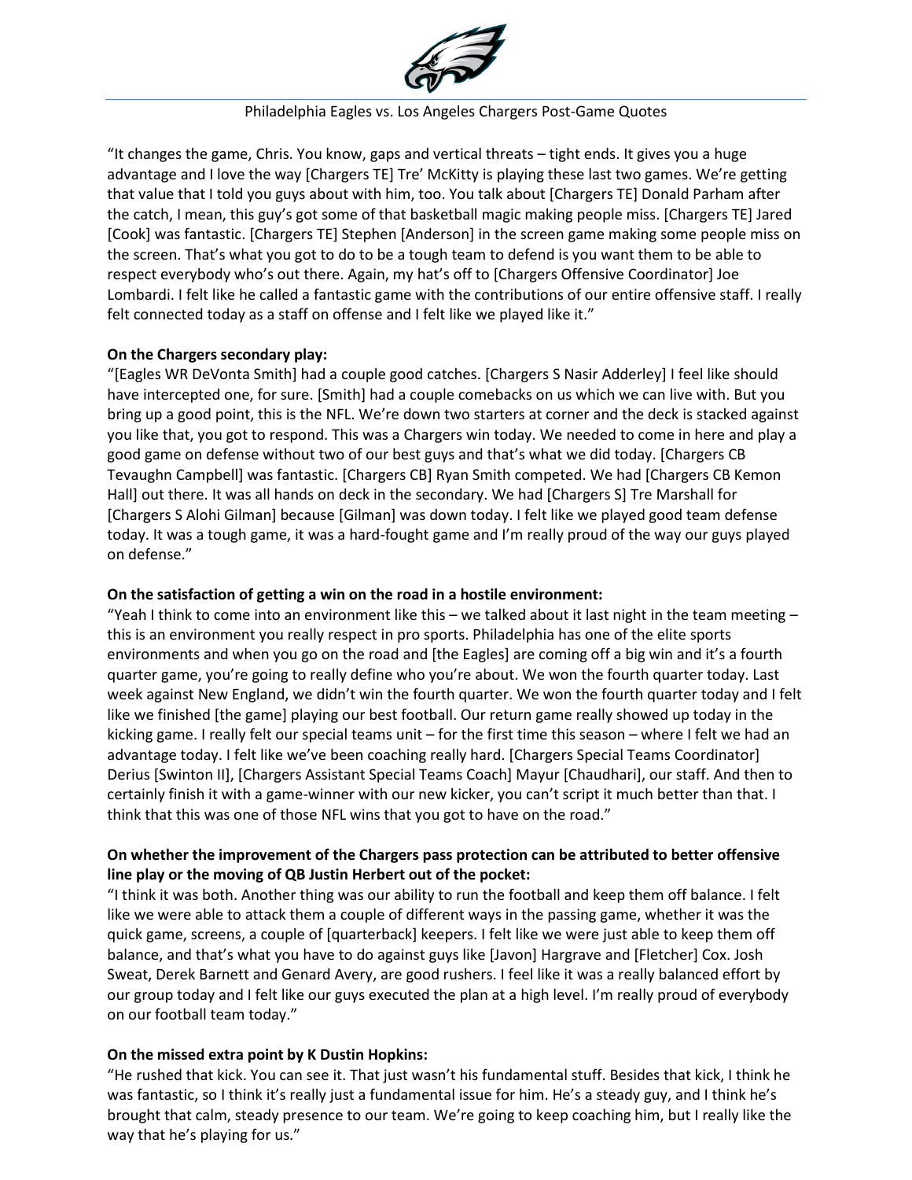"It changes the game, Chris. You know, gaps and vertical threats – tight ends. It gives you a huge advantage and I love the way [Chargers TE] Tre' McKitty is playing these last two games. We're getting that value that I told you guys about with him, too. You talk about [Chargers TE] Donald Parham after the catch, I mean, this guy's got some of that basketball magic making people miss. [Chargers TE] Jared [Cook] was fantastic. [Chargers TE] Stephen [Anderson] in the screen game making some people miss on the screen. That's what you got to do to be a tough team to defend is you want them to be able to respect everybody who's out there. Again, my hat's off to [Chargers Offensive Coordinator] Joe Lombardi. I felt like he called a fantastic game with the contributions of our entire offensive staff. I really felt connected today as a staff on offense and I felt like we played like it."

**On the Chargers secondary play:**

"[Eagles WR DeVonta Smith] had a couple good catches. [Chargers S Nasir Adderley] I feel like should have intercepted one, for sure. [Smith] had a couple comebacks on us which we can live with. But you bring up a good point, this is the NFL. We're down two starters at corner and the deck is stacked against you like that, you got to respond. This was a Chargers win today. We needed to come in here and play a good game on defense without two of our best guys and that's what we did today. [Chargers CB Tevaughn Campbell] was fantastic. [Chargers CB] Ryan Smith competed. We had [Chargers CB Kemon Hall] out there. It was all hands on deck in the secondary. We had [Chargers S] Tre Marshall for [Chargers S Alohi Gilman] because [Gilman] was down today. I felt like we played good team defense today. It was a tough game, it was a hard-fought game and I'm really proud of the way our guys played on defense."

**On the satisfaction of getting a win on the road in a hostile environment:**

"Yeah I think to come into an environment like this – we talked about it last night in the team meeting – this is an environment you really respect in pro sports. Philadelphia has one of the elite sports environments and when you go on the road and [the Eagles] are coming off a big win and it's a fourth quarter game, you're going to really define who you're about. We won the fourth quarter today. Last week against New England, we didn't win the fourth quarter. We won the fourth quarter today and I felt like we finished [the game] playing our best football. Our return game really showed up today in the kicking game. I really felt our special teams unit – for the first time this season – where I felt we had an advantage today. I felt like we've been coaching really hard. [Chargers Special Teams Coordinator] Derius [Swinton II], [Chargers Assistant Special Teams Coach] Mayur [Chaudhari], our staff. And then to certainly finish it with a game-winner with our new kicker, you can't script it much better than that. I think that this was one of those NFL wins that you got to have on the road."

**On whether the improvement of the Chargers pass protection can be attributed to better offensive line play or the moving of QB Justin Herbert out of the pocket:**

"I think it was both. Another thing was our ability to run the football and keep them off balance. I felt like we were able to attack them a couple of different ways in the passing game, whether it was the quick game, screens, a couple of [quarterback] keepers. I felt like we were just able to keep them off balance, and that's what you have to do against guys like [Javon] Hargrave and [Fletcher] Cox. Josh Sweat, Derek Barnett and Genard Avery, are good rushers. I feel like it was a really balanced effort by our group today and I felt like our guys executed the plan at a high level. I'm really proud of everybody on our football team today."

**On the missed extra point by K Dustin Hopkins:**

"He rushed that kick. You can see it. That just wasn't his fundamental stuff. Besides that kick, I think he was fantastic, so I think it's really just a fundamental issue for him. He's a steady guy, and I think he's brought that calm, steady presence to our team. We're going to keep coaching him, but I really like the way that he's playing for us."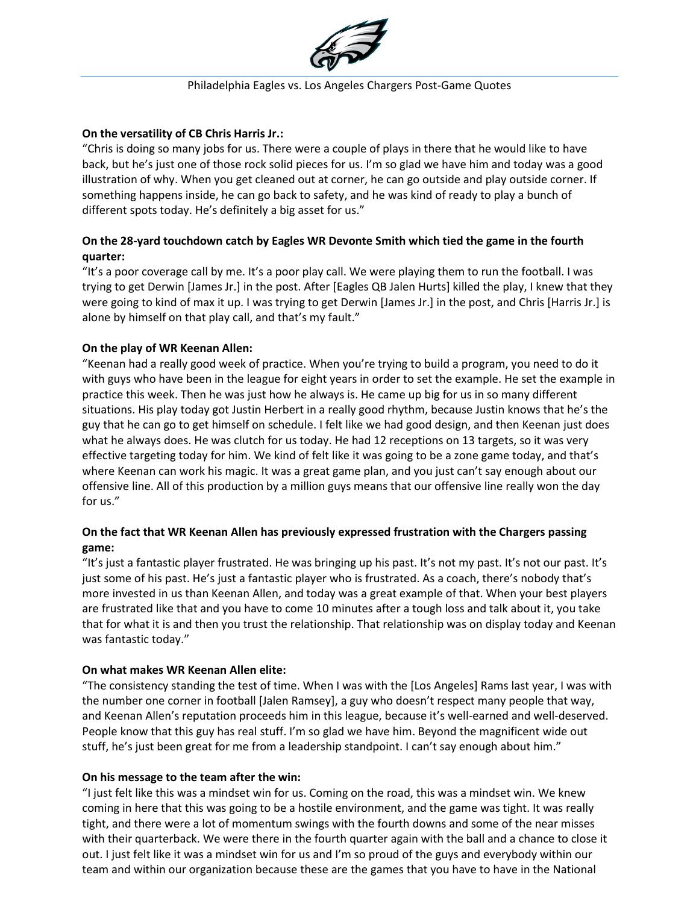**On the versatility of CB Chris Harris Jr.:**

"Chris is doing so many jobs for us. There were a couple of plays in there that he would like to have back, but he's just one of those rock solid pieces for us. I'm so glad we have him and today was a good illustration of why. When you get cleaned out at corner, he can go outside and play outside corner. If something happens inside, he can go back to safety, and he was kind of ready to play a bunch of different spots today. He's definitely a big asset for us."

**On the 28-yard touchdown catch by Eagles WR Devonte Smith which tied the game in the fourth quarter:**

"It's a poor coverage call by me. It's a poor play call. We were playing them to run the football. I was trying to get Derwin [James Jr.] in the post. After [Eagles QB Jalen Hurts] killed the play, I knew that they were going to kind of max it up. I was trying to get Derwin [James Jr.] in the post, and Chris [Harris Jr.] is alone by himself on that play call, and that's my fault."

**On the play of WR Keenan Allen:**

"Keenan had a really good week of practice. When you're trying to build a program, you need to do it with guys who have been in the league for eight years in order to set the example. He set the example in practice this week. Then he was just how he always is. He came up big for us in so many different situations. His play today got Justin Herbert in a really good rhythm, because Justin knows that he's the guy that he can go to get himself on schedule. I felt like we had good design, and then Keenan just does what he always does. He was clutch for us today. He had 12 receptions on 13 targets, so it was very effective targeting today for him. We kind of felt like it was going to be a zone game today, and that's where Keenan can work his magic. It was a great game plan, and you just can't say enough about our offensive line. All of this production by a million guys means that our offensive line really won the day for us."

**On the fact that WR Keenan Allen has previously expressed frustration with the Chargers passing game:**

"It's just a fantastic player frustrated. He was bringing up his past. It's not my past. It's not our past. It's just some of his past. He's just a fantastic player who is frustrated. As a coach, there's nobody that's more invested in us than Keenan Allen, and today was a great example of that. When your best players are frustrated like that and you have to come 10 minutes after a tough loss and talk about it, you take that for what it is and then you trust the relationship. That relationship was on display today and Keenan was fantastic today."

**On what makes WR Keenan Allen elite:**

"The consistency standing the test of time. When I was with the [Los Angeles] Rams last year, I was with the number one corner in football [Jalen Ramsey], a guy who doesn't respect many people that way, and Keenan Allen's reputation proceeds him in this league, because it's well-earned and well-deserved. People know that this guy has real stuff. I'm so glad we have him. Beyond the magnificent wide out stuff, he's just been great for me from a leadership standpoint. I can't say enough about him."

**On his message to the team after the win:**

"I just felt like this was a mindset win for us. Coming on the road, this was a mindset win. We knew coming in here that this was going to be a hostile environment, and the game was tight. It was really tight, and there were a lot of momentum swings with the fourth downs and some of the near misses with their quarterback. We were there in the fourth quarter again with the ball and a chance to close it out. I just felt like it was a mindset win for us and I'm so proud of the guys and everybody within our team and within our organization because these are the games that you have to have in the National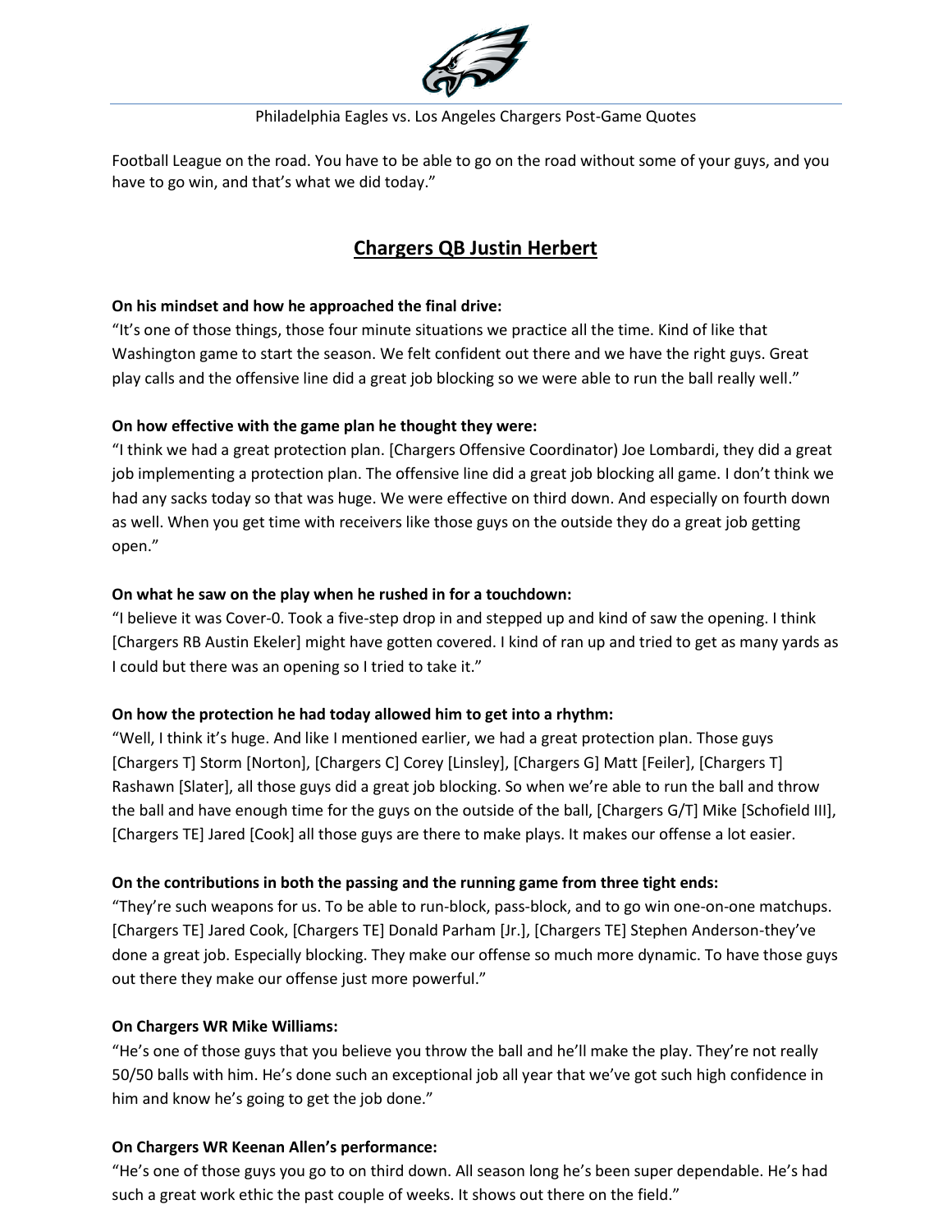Football League on the road. You have to be able to go on the road without some of your guys, and you have to go win, and that's what we did today."

## Chargers QB Justin Herbert

**On his mindset and how he approached the final drive:**
"It's one of those things, those four minute situations we practice all the time. Kind of like that Washington game to start the season. We felt confident out there and we have the right guys. Great play calls and the offensive line did a great job blocking so we were able to run the ball really well."

**On how effective with the game plan he thought they were:**
"I think we had a great protection plan. [Chargers Offensive Coordinator) Joe Lombardi, they did a great job implementing a protection plan. The offensive line did a great job blocking all game. I don't think we had any sacks today so that was huge. We were effective on third down. And especially on fourth down as well. When you get time with receivers like those guys on the outside they do a great job getting open."

**On what he saw on the play when he rushed in for a touchdown:**
"I believe it was Cover-0. Took a five-step drop in and stepped up and kind of saw the opening. I think [Chargers RB Austin Ekeler] might have gotten covered. I kind of ran up and tried to get as many yards as I could but there was an opening so I tried to take it."

**On how the protection he had today allowed him to get into a rhythm:**
"Well, I think it's huge. And like I mentioned earlier, we had a great protection plan. Those guys [Chargers T] Storm [Norton], [Chargers C] Corey [Linsley], [Chargers G] Matt [Feiler], [Chargers T] Rashawn [Slater], all those guys did a great job blocking. So when we're able to run the ball and throw the ball and have enough time for the guys on the outside of the ball, [Chargers G/T] Mike [Schofield III], [Chargers TE] Jared [Cook] all those guys are there to make plays. It makes our offense a lot easier.

**On the contributions in both the passing and the running game from three tight ends:**
"They're such weapons for us. To be able to run-block, pass-block, and to go win one-on-one matchups. [Chargers TE] Jared Cook, [Chargers TE] Donald Parham [Jr.], [Chargers TE] Stephen Anderson-they've done a great job. Especially blocking. They make our offense so much more dynamic. To have those guys out there they make our offense just more powerful."

**On Chargers WR Mike Williams:**
"He's one of those guys that you believe you throw the ball and he'll make the play. They're not really 50/50 balls with him. He's done such an exceptional job all year that we've got such high confidence in him and know he's going to get the job done."

**On Chargers WR Keenan Allen's performance:**
"He's one of those guys you go to on third down. All season long he's been super dependable. He's had such a great work ethic the past couple of weeks. It shows out there on the field."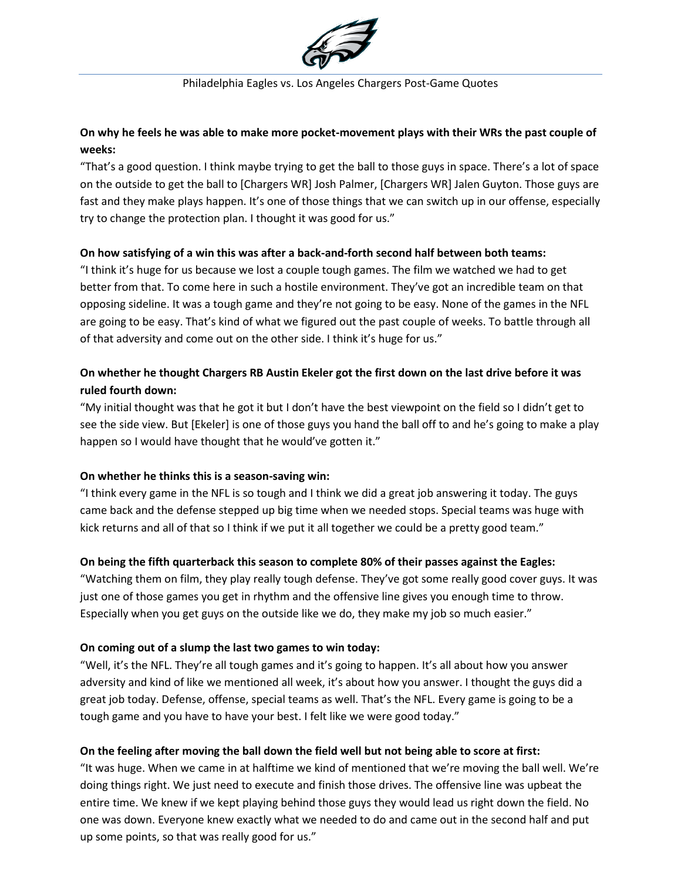**On why he feels he was able to make more pocket-movement plays with their WRs the past couple of weeks:**

"That's a good question. I think maybe trying to get the ball to those guys in space. There's a lot of space on the outside to get the ball to [Chargers WR] Josh Palmer, [Chargers WR] Jalen Guyton. Those guys are fast and they make plays happen. It's one of those things that we can switch up in our offense, especially try to change the protection plan. I thought it was good for us."

**On how satisfying of a win this was after a back-and-forth second half between both teams:**

"I think it's huge for us because we lost a couple tough games. The film we watched we had to get better from that. To come here in such a hostile environment. They've got an incredible team on that opposing sideline. It was a tough game and they're not going to be easy. None of the games in the NFL are going to be easy. That's kind of what we figured out the past couple of weeks. To battle through all of that adversity and come out on the other side. I think it's huge for us."

**On whether he thought Chargers RB Austin Ekeler got the first down on the last drive before it was ruled fourth down:**

"My initial thought was that he got it but I don't have the best viewpoint on the field so I didn't get to see the side view. But [Ekeler] is one of those guys you hand the ball off to and he's going to make a play happen so I would have thought that he would've gotten it."

**On whether he thinks this is a season-saving win:**

"I think every game in the NFL is so tough and I think we did a great job answering it today. The guys came back and the defense stepped up big time when we needed stops. Special teams was huge with kick returns and all of that so I think if we put it all together we could be a pretty good team."

**On being the fifth quarterback this season to complete 80% of their passes against the Eagles:**

"Watching them on film, they play really tough defense. They've got some really good cover guys. It was just one of those games you get in rhythm and the offensive line gives you enough time to throw. Especially when you get guys on the outside like we do, they make my job so much easier."

**On coming out of a slump the last two games to win today:**

"Well, it's the NFL. They're all tough games and it's going to happen. It's all about how you answer adversity and kind of like we mentioned all week, it's about how you answer. I thought the guys did a great job today. Defense, offense, special teams as well. That's the NFL. Every game is going to be a tough game and you have to have your best. I felt like we were good today."

**On the feeling after moving the ball down the field well but not being able to score at first:**

"It was huge. When we came in at halftime we kind of mentioned that we're moving the ball well. We're doing things right. We just need to execute and finish those drives. The offensive line was upbeat the entire time. We knew if we kept playing behind those guys they would lead us right down the field. No one was down. Everyone knew exactly what we needed to do and came out in the second half and put up some points, so that was really good for us."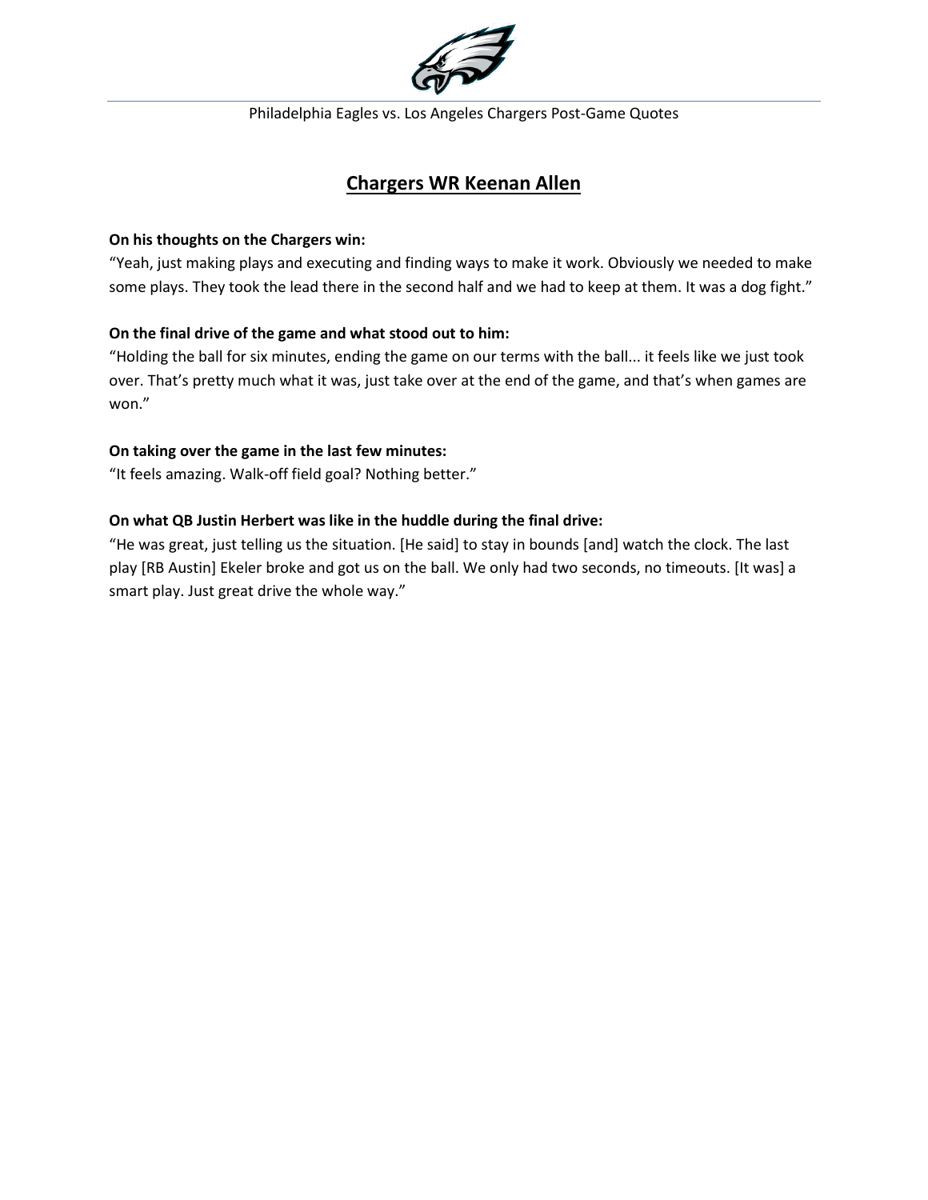## Chargers WR Keenan Allen

**On his thoughts on the Chargers win:**
"Yeah, just making plays and executing and finding ways to make it work. Obviously we needed to make some plays. They took the lead there in the second half and we had to keep at them. It was a dog fight."

**On the final drive of the game and what stood out to him:**
"Holding the ball for six minutes, ending the game on our terms with the ball... it feels like we just took over. That's pretty much what it was, just take over at the end of the game, and that's when games are won."

**On taking over the game in the last few minutes:**
"It feels amazing. Walk-off field goal? Nothing better."

**On what QB Justin Herbert was like in the huddle during the final drive:**
"He was great, just telling us the situation. [He said] to stay in bounds [and] watch the clock. The last play [RB Austin] Ekeler broke and got us on the ball. We only had two seconds, no timeouts. [It was] a smart play. Just great drive the whole way."